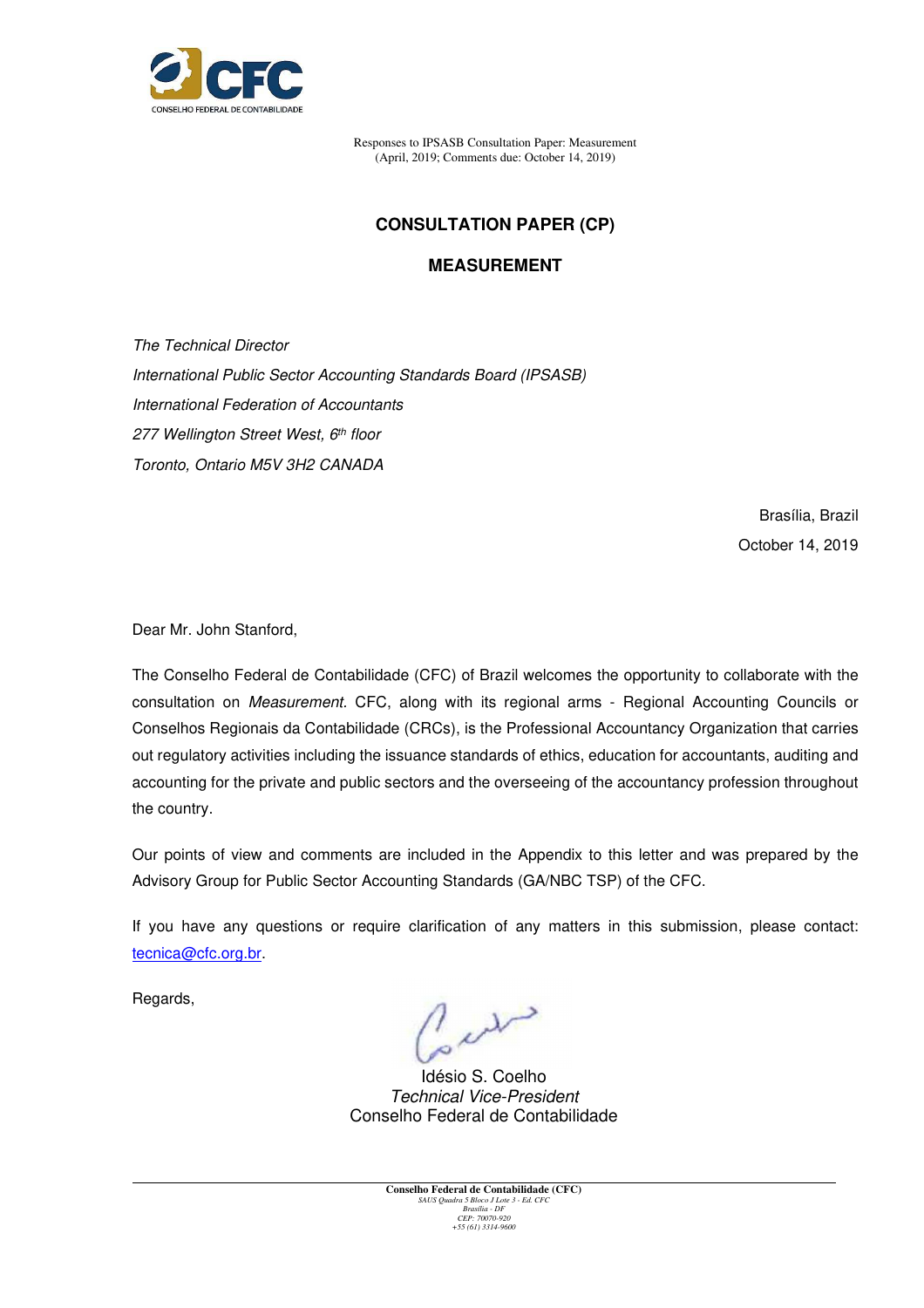Responses to IPSASB Consultation Paper: Measurement
(April, 2019; Comments due: October 14, 2019)

# CONSULTATION PAPER (CP)

## MEASUREMENT

*The Technical Director*
*International Public Sector Accounting Standards Board (IPSASB)*
*International Federation of Accountants*
*277 Wellington Street West, 6th floor*
*Toronto, Ontario M5V 3H2 CANADA*

Brasília, Brazil
October 14, 2019

Dear Mr. John Stanford,

The Conselho Federal de Contabilidade (CFC) of Brazil welcomes the opportunity to collaborate with the consultation on *Measurement.* CFC, along with its regional arms - Regional Accounting Councils or Conselhos Regionais da Contabilidade (CRCs), is the Professional Accountancy Organization that carries out regulatory activities including the issuance standards of ethics, education for accountants, auditing and accounting for the private and public sectors and the overseeing of the accountancy profession throughout the country.

Our points of view and comments are included in the Appendix to this letter and was prepared by the Advisory Group for Public Sector Accounting Standards (GA/NBC TSP) of the CFC.

If you have any questions or require clarification of any matters in this submission, please contact: tecnica@cfc.org.br.

Regards,

Idésio S. Coelho
*Technical Vice-President*
Conselho Federal de Contabilidade

**Conselho Federal de Contabilidade (CFC)**
*SAUS Quadra 5 Bloco J Lote 3 - Ed. CFC*
*Brasília - DF*
*CEP: 70070-920*
*+55 (61) 3314-9600*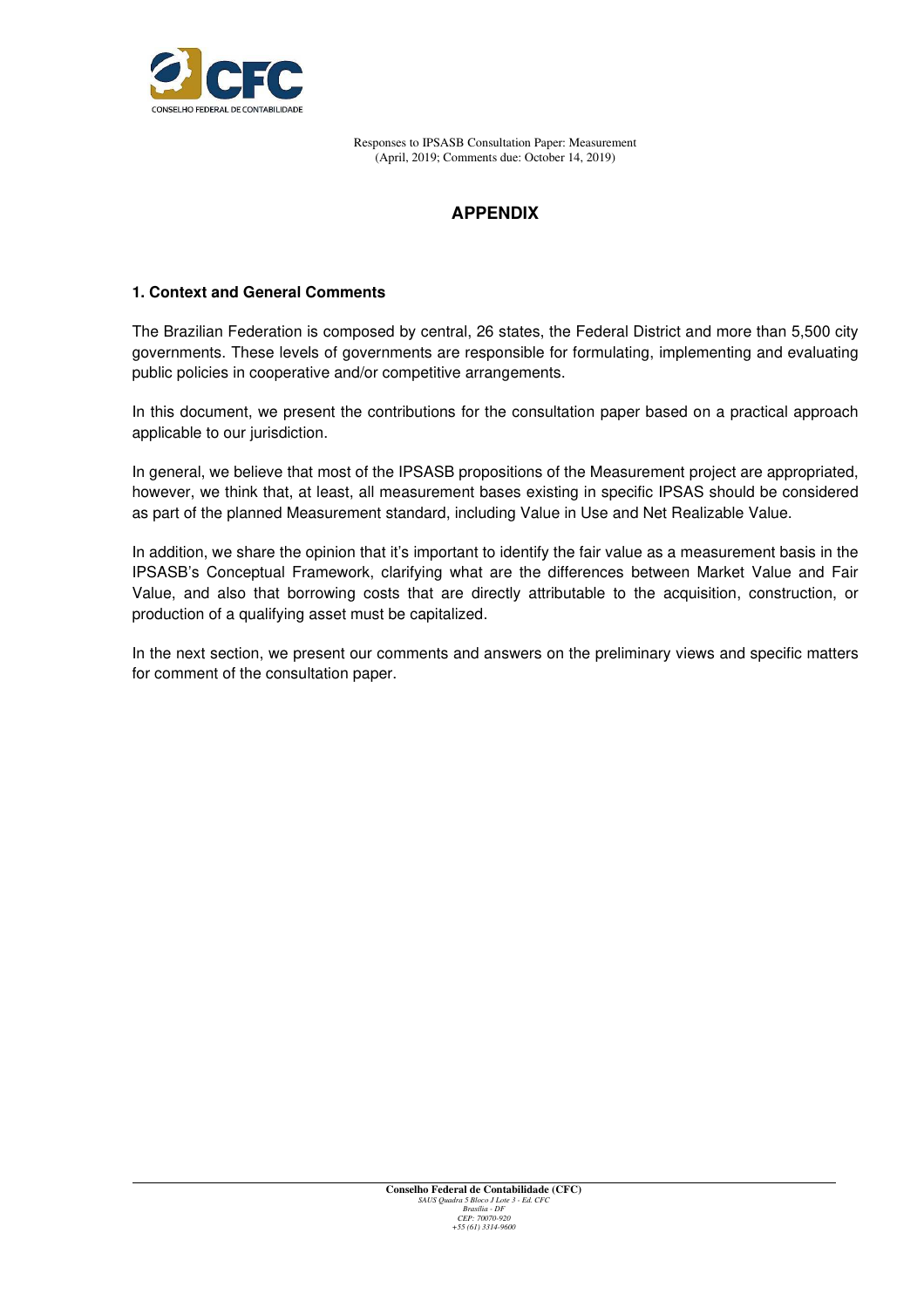Responses to IPSASB Consultation Paper: Measurement
(April, 2019; Comments due: October 14, 2019)

## APPENDIX

### 1. Context and General Comments

The Brazilian Federation is composed by central, 26 states, the Federal District and more than 5,500 city governments. These levels of governments are responsible for formulating, implementing and evaluating public policies in cooperative and/or competitive arrangements.

In this document, we present the contributions for the consultation paper based on a practical approach applicable to our jurisdiction.

In general, we believe that most of the IPSASB propositions of the Measurement project are appropriated, however, we think that, at least, all measurement bases existing in specific IPSAS should be considered as part of the planned Measurement standard, including Value in Use and Net Realizable Value.

In addition, we share the opinion that it's important to identify the fair value as a measurement basis in the IPSASB's Conceptual Framework, clarifying what are the differences between Market Value and Fair Value, and also that borrowing costs that are directly attributable to the acquisition, construction, or production of a qualifying asset must be capitalized.

In the next section, we present our comments and answers on the preliminary views and specific matters for comment of the consultation paper.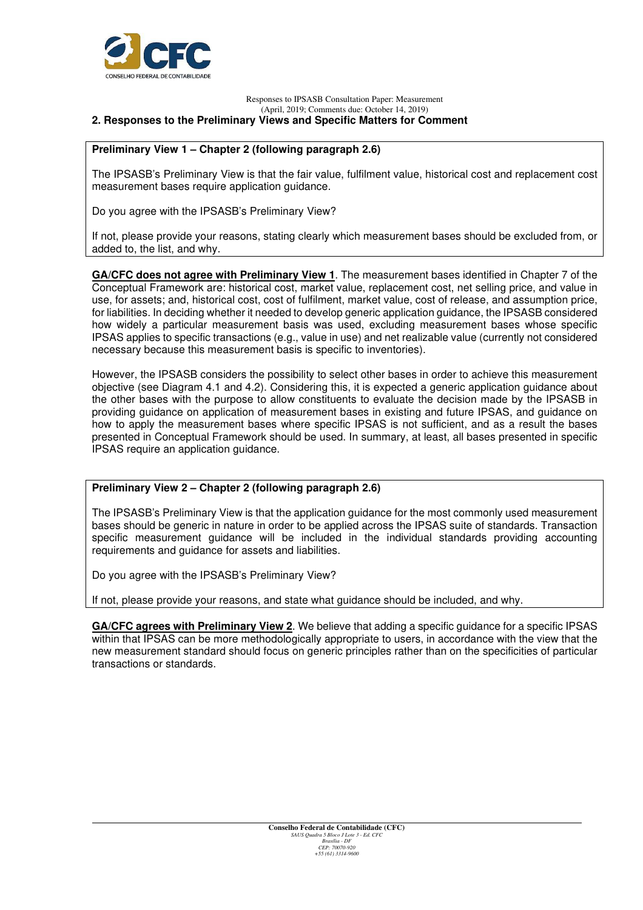## 2. Responses to the Preliminary Views and Specific Matters for Comment

**Preliminary View 1 – Chapter 2 (following paragraph 2.6)**

The IPSASB's Preliminary View is that the fair value, fulfilment value, historical cost and replacement cost measurement bases require application guidance.

Do you agree with the IPSASB's Preliminary View?

If not, please provide your reasons, stating clearly which measurement bases should be excluded from, or added to, the list, and why.

**GA/CFC does not agree with Preliminary View 1**. The measurement bases identified in Chapter 7 of the Conceptual Framework are: historical cost, market value, replacement cost, net selling price, and value in use, for assets; and, historical cost, cost of fulfilment, market value, cost of release, and assumption price, for liabilities. In deciding whether it needed to develop generic application guidance, the IPSASB considered how widely a particular measurement basis was used, excluding measurement bases whose specific IPSAS applies to specific transactions (e.g., value in use) and net realizable value (currently not considered necessary because this measurement basis is specific to inventories).

However, the IPSASB considers the possibility to select other bases in order to achieve this measurement objective (see Diagram 4.1 and 4.2). Considering this, it is expected a generic application guidance about the other bases with the purpose to allow constituents to evaluate the decision made by the IPSASB in providing guidance on application of measurement bases in existing and future IPSAS, and guidance on how to apply the measurement bases where specific IPSAS is not sufficient, and as a result the bases presented in Conceptual Framework should be used. In summary, at least, all bases presented in specific IPSAS require an application guidance.

**Preliminary View 2 – Chapter 2 (following paragraph 2.6)**

The IPSASB's Preliminary View is that the application guidance for the most commonly used measurement bases should be generic in nature in order to be applied across the IPSAS suite of standards. Transaction specific measurement guidance will be included in the individual standards providing accounting requirements and guidance for assets and liabilities.

Do you agree with the IPSASB's Preliminary View?

If not, please provide your reasons, and state what guidance should be included, and why.

**GA/CFC agrees with Preliminary View 2**. We believe that adding a specific guidance for a specific IPSAS within that IPSAS can be more methodologically appropriate to users, in accordance with the view that the new measurement standard should focus on generic principles rather than on the specificities of particular transactions or standards.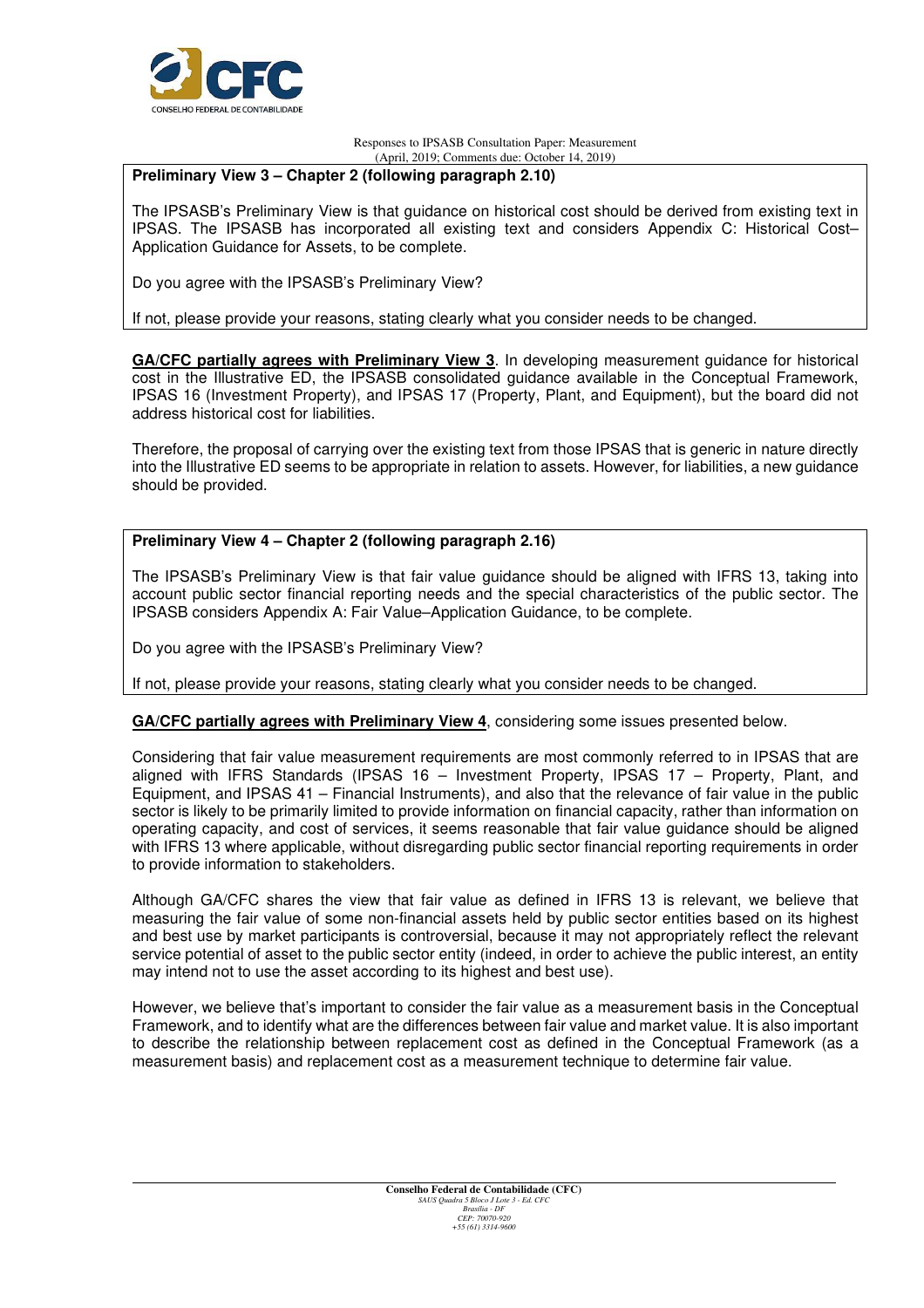**Preliminary View 3 – Chapter 2 (following paragraph 2.10)**

The IPSASB's Preliminary View is that guidance on historical cost should be derived from existing text in IPSAS. The IPSASB has incorporated all existing text and considers Appendix C: Historical Cost–Application Guidance for Assets, to be complete.

Do you agree with the IPSASB's Preliminary View?

If not, please provide your reasons, stating clearly what you consider needs to be changed.

**GA/CFC partially agrees with Preliminary View 3**. In developing measurement guidance for historical cost in the Illustrative ED, the IPSASB consolidated guidance available in the Conceptual Framework, IPSAS 16 (Investment Property), and IPSAS 17 (Property, Plant, and Equipment), but the board did not address historical cost for liabilities.

Therefore, the proposal of carrying over the existing text from those IPSAS that is generic in nature directly into the Illustrative ED seems to be appropriate in relation to assets. However, for liabilities, a new guidance should be provided.

**Preliminary View 4 – Chapter 2 (following paragraph 2.16)**

The IPSASB's Preliminary View is that fair value guidance should be aligned with IFRS 13, taking into account public sector financial reporting needs and the special characteristics of the public sector. The IPSASB considers Appendix A: Fair Value–Application Guidance, to be complete.

Do you agree with the IPSASB's Preliminary View?

If not, please provide your reasons, stating clearly what you consider needs to be changed.

**GA/CFC partially agrees with Preliminary View 4**, considering some issues presented below.

Considering that fair value measurement requirements are most commonly referred to in IPSAS that are aligned with IFRS Standards (IPSAS 16 – Investment Property, IPSAS 17 – Property, Plant, and Equipment, and IPSAS 41 – Financial Instruments), and also that the relevance of fair value in the public sector is likely to be primarily limited to provide information on financial capacity, rather than information on operating capacity, and cost of services, it seems reasonable that fair value guidance should be aligned with IFRS 13 where applicable, without disregarding public sector financial reporting requirements in order to provide information to stakeholders.

Although GA/CFC shares the view that fair value as defined in IFRS 13 is relevant, we believe that measuring the fair value of some non-financial assets held by public sector entities based on its highest and best use by market participants is controversial, because it may not appropriately reflect the relevant service potential of asset to the public sector entity (indeed, in order to achieve the public interest, an entity may intend not to use the asset according to its highest and best use).

However, we believe that's important to consider the fair value as a measurement basis in the Conceptual Framework, and to identify what are the differences between fair value and market value. It is also important to describe the relationship between replacement cost as defined in the Conceptual Framework (as a measurement basis) and replacement cost as a measurement technique to determine fair value.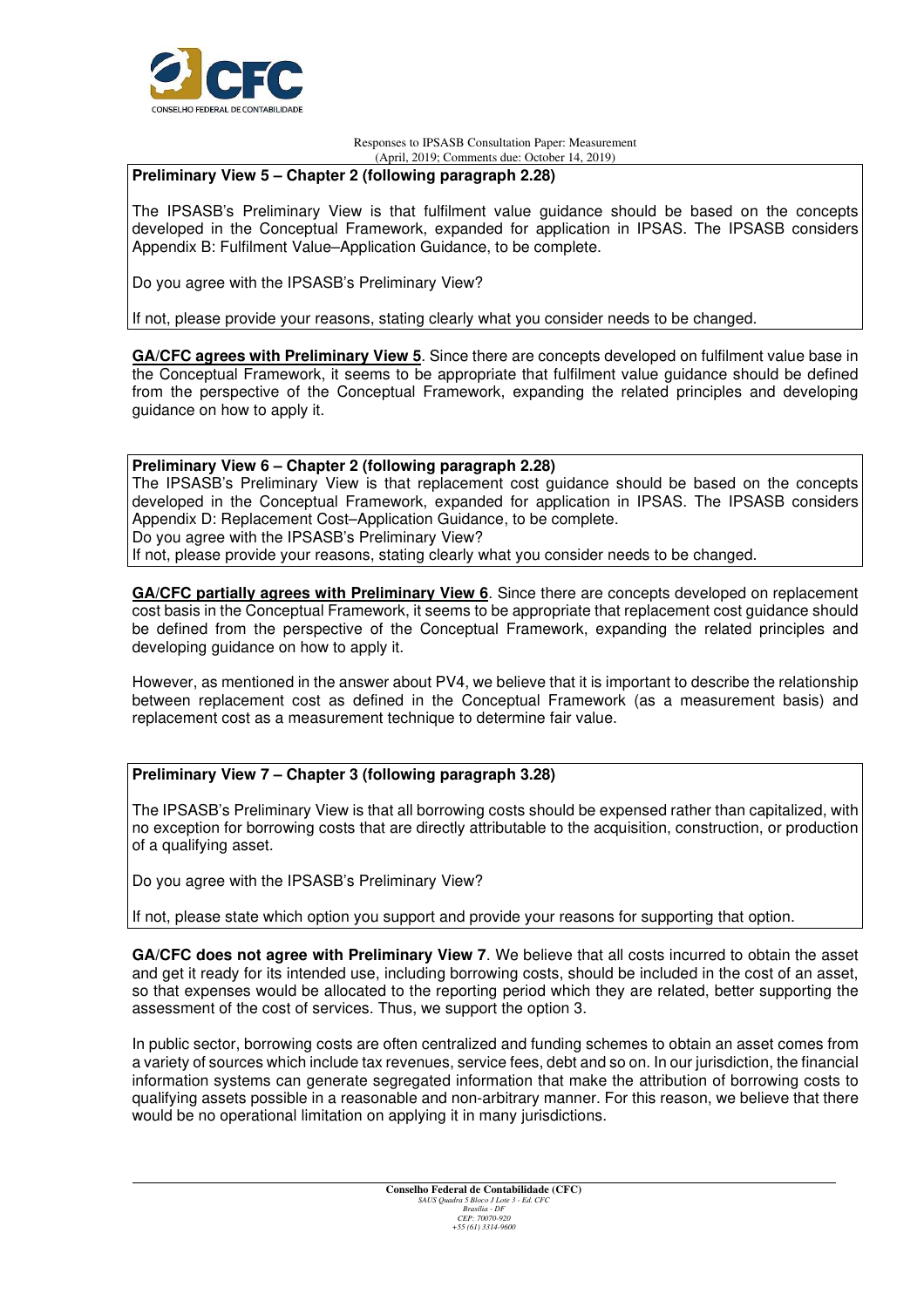**Preliminary View 5 – Chapter 2 (following paragraph 2.28)**

The IPSASB's Preliminary View is that fulfilment value guidance should be based on the concepts developed in the Conceptual Framework, expanded for application in IPSAS. The IPSASB considers Appendix B: Fulfilment Value–Application Guidance, to be complete.

Do you agree with the IPSASB's Preliminary View?

If not, please provide your reasons, stating clearly what you consider needs to be changed.

**GA/CFC agrees with Preliminary View 5**. Since there are concepts developed on fulfilment value base in the Conceptual Framework, it seems to be appropriate that fulfilment value guidance should be defined from the perspective of the Conceptual Framework, expanding the related principles and developing guidance on how to apply it.

**Preliminary View 6 – Chapter 2 (following paragraph 2.28)**

The IPSASB's Preliminary View is that replacement cost guidance should be based on the concepts developed in the Conceptual Framework, expanded for application in IPSAS. The IPSASB considers Appendix D: Replacement Cost–Application Guidance, to be complete.

Do you agree with the IPSASB's Preliminary View?

If not, please provide your reasons, stating clearly what you consider needs to be changed.

**GA/CFC partially agrees with Preliminary View 6**. Since there are concepts developed on replacement cost basis in the Conceptual Framework, it seems to be appropriate that replacement cost guidance should be defined from the perspective of the Conceptual Framework, expanding the related principles and developing guidance on how to apply it.

However, as mentioned in the answer about PV4, we believe that it is important to describe the relationship between replacement cost as defined in the Conceptual Framework (as a measurement basis) and replacement cost as a measurement technique to determine fair value.

**Preliminary View 7 – Chapter 3 (following paragraph 3.28)**

The IPSASB's Preliminary View is that all borrowing costs should be expensed rather than capitalized, with no exception for borrowing costs that are directly attributable to the acquisition, construction, or production of a qualifying asset.

Do you agree with the IPSASB's Preliminary View?

If not, please state which option you support and provide your reasons for supporting that option.

**GA/CFC does not agree with Preliminary View 7**. We believe that all costs incurred to obtain the asset and get it ready for its intended use, including borrowing costs, should be included in the cost of an asset, so that expenses would be allocated to the reporting period which they are related, better supporting the assessment of the cost of services. Thus, we support the option 3.

In public sector, borrowing costs are often centralized and funding schemes to obtain an asset comes from a variety of sources which include tax revenues, service fees, debt and so on. In our jurisdiction, the financial information systems can generate segregated information that make the attribution of borrowing costs to qualifying assets possible in a reasonable and non-arbitrary manner. For this reason, we believe that there would be no operational limitation on applying it in many jurisdictions.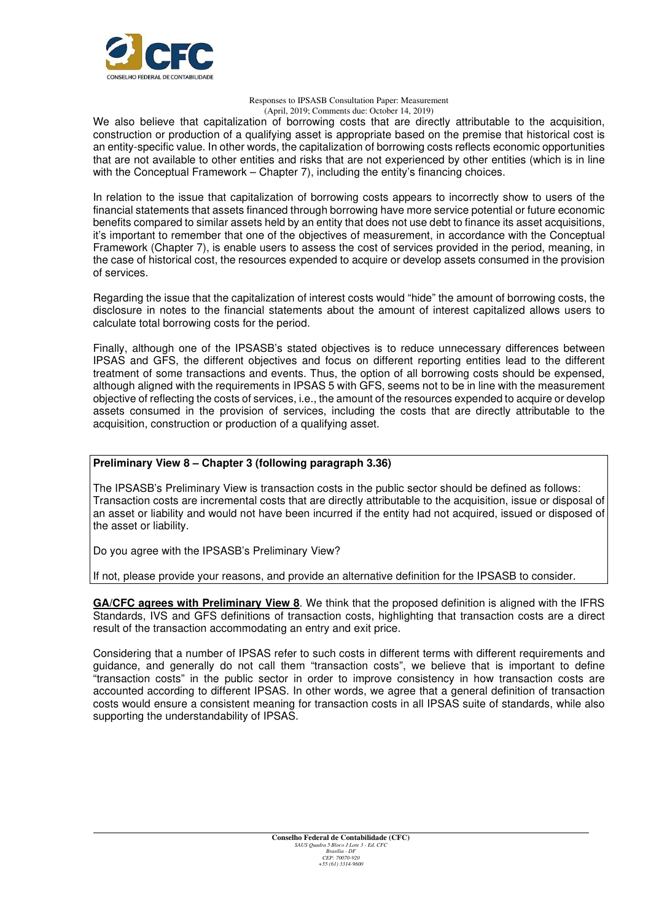We also believe that capitalization of borrowing costs that are directly attributable to the acquisition, construction or production of a qualifying asset is appropriate based on the premise that historical cost is an entity-specific value. In other words, the capitalization of borrowing costs reflects economic opportunities that are not available to other entities and risks that are not experienced by other entities (which is in line with the Conceptual Framework – Chapter 7), including the entity's financing choices.

In relation to the issue that capitalization of borrowing costs appears to incorrectly show to users of the financial statements that assets financed through borrowing have more service potential or future economic benefits compared to similar assets held by an entity that does not use debt to finance its asset acquisitions, it's important to remember that one of the objectives of measurement, in accordance with the Conceptual Framework (Chapter 7), is enable users to assess the cost of services provided in the period, meaning, in the case of historical cost, the resources expended to acquire or develop assets consumed in the provision of services.

Regarding the issue that the capitalization of interest costs would "hide" the amount of borrowing costs, the disclosure in notes to the financial statements about the amount of interest capitalized allows users to calculate total borrowing costs for the period.

Finally, although one of the IPSASB's stated objectives is to reduce unnecessary differences between IPSAS and GFS, the different objectives and focus on different reporting entities lead to the different treatment of some transactions and events. Thus, the option of all borrowing costs should be expensed, although aligned with the requirements in IPSAS 5 with GFS, seems not to be in line with the measurement objective of reflecting the costs of services, i.e., the amount of the resources expended to acquire or develop assets consumed in the provision of services, including the costs that are directly attributable to the acquisition, construction or production of a qualifying asset.

**Preliminary View 8 – Chapter 3 (following paragraph 3.36)**

The IPSASB's Preliminary View is transaction costs in the public sector should be defined as follows: Transaction costs are incremental costs that are directly attributable to the acquisition, issue or disposal of an asset or liability and would not have been incurred if the entity had not acquired, issued or disposed of the asset or liability.

Do you agree with the IPSASB's Preliminary View?

If not, please provide your reasons, and provide an alternative definition for the IPSASB to consider.

**GA/CFC agrees with Preliminary View 8**. We think that the proposed definition is aligned with the IFRS Standards, IVS and GFS definitions of transaction costs, highlighting that transaction costs are a direct result of the transaction accommodating an entry and exit price.

Considering that a number of IPSAS refer to such costs in different terms with different requirements and guidance, and generally do not call them "transaction costs", we believe that is important to define "transaction costs" in the public sector in order to improve consistency in how transaction costs are accounted according to different IPSAS. In other words, we agree that a general definition of transaction costs would ensure a consistent meaning for transaction costs in all IPSAS suite of standards, while also supporting the understandability of IPSAS.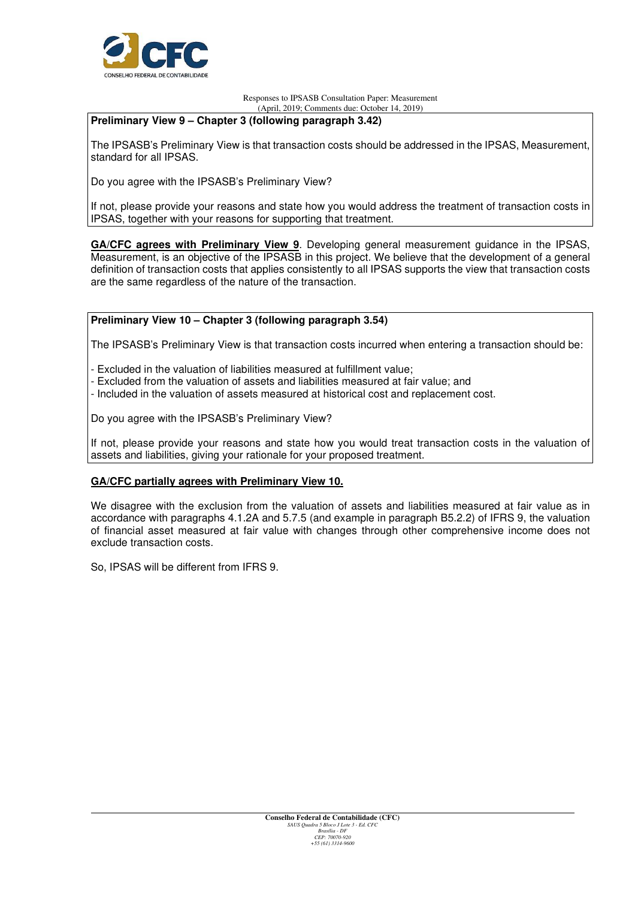**Preliminary View 9 – Chapter 3 (following paragraph 3.42)**

The IPSASB's Preliminary View is that transaction costs should be addressed in the IPSAS, Measurement, standard for all IPSAS.

Do you agree with the IPSASB's Preliminary View?

If not, please provide your reasons and state how you would address the treatment of transaction costs in IPSAS, together with your reasons for supporting that treatment.

**GA/CFC agrees with Preliminary View 9**. Developing general measurement guidance in the IPSAS, Measurement, is an objective of the IPSASB in this project. We believe that the development of a general definition of transaction costs that applies consistently to all IPSAS supports the view that transaction costs are the same regardless of the nature of the transaction.

**Preliminary View 10 – Chapter 3 (following paragraph 3.54)**

The IPSASB's Preliminary View is that transaction costs incurred when entering a transaction should be:

- Excluded in the valuation of liabilities measured at fulfillment value;
- Excluded from the valuation of assets and liabilities measured at fair value; and
- Included in the valuation of assets measured at historical cost and replacement cost.

Do you agree with the IPSASB's Preliminary View?

If not, please provide your reasons and state how you would treat transaction costs in the valuation of assets and liabilities, giving your rationale for your proposed treatment.

**GA/CFC partially agrees with Preliminary View 10.**

We disagree with the exclusion from the valuation of assets and liabilities measured at fair value as in accordance with paragraphs 4.1.2A and 5.7.5 (and example in paragraph B5.2.2) of IFRS 9, the valuation of financial asset measured at fair value with changes through other comprehensive income does not exclude transaction costs.

So, IPSAS will be different from IFRS 9.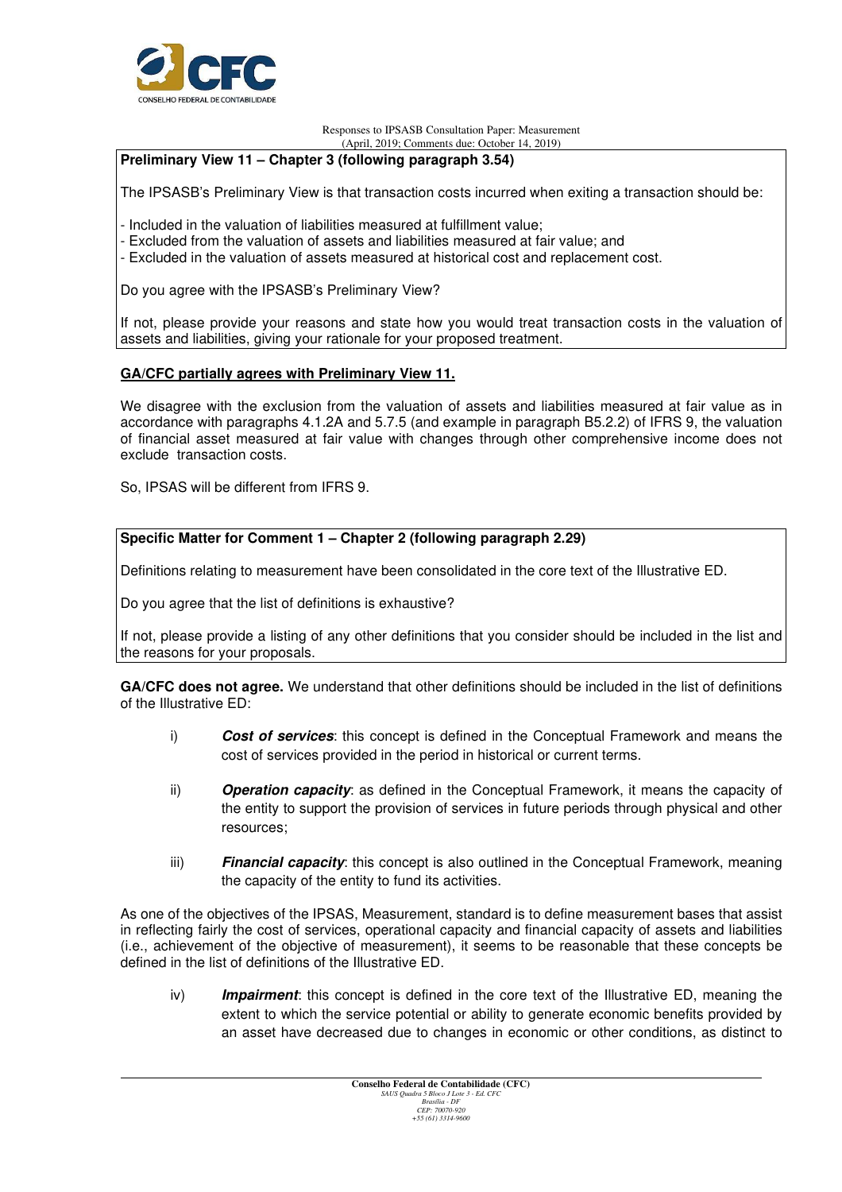**Preliminary View 11 – Chapter 3 (following paragraph 3.54)**

The IPSASB's Preliminary View is that transaction costs incurred when exiting a transaction should be:

- Included in the valuation of liabilities measured at fulfillment value;
- Excluded from the valuation of assets and liabilities measured at fair value; and
- Excluded in the valuation of assets measured at historical cost and replacement cost.

Do you agree with the IPSASB's Preliminary View?

If not, please provide your reasons and state how you would treat transaction costs in the valuation of assets and liabilities, giving your rationale for your proposed treatment.

**GA/CFC partially agrees with Preliminary View 11.**

We disagree with the exclusion from the valuation of assets and liabilities measured at fair value as in accordance with paragraphs 4.1.2A and 5.7.5 (and example in paragraph B5.2.2) of IFRS 9, the valuation of financial asset measured at fair value with changes through other comprehensive income does not exclude transaction costs.

So, IPSAS will be different from IFRS 9.

**Specific Matter for Comment 1 – Chapter 2 (following paragraph 2.29)**

Definitions relating to measurement have been consolidated in the core text of the Illustrative ED.

Do you agree that the list of definitions is exhaustive?

If not, please provide a listing of any other definitions that you consider should be included in the list and the reasons for your proposals.

**GA/CFC does not agree.** We understand that other definitions should be included in the list of definitions of the Illustrative ED:

i) ***Cost of services***: this concept is defined in the Conceptual Framework and means the cost of services provided in the period in historical or current terms.

ii) ***Operation capacity***: as defined in the Conceptual Framework, it means the capacity of the entity to support the provision of services in future periods through physical and other resources;

iii) ***Financial capacity***: this concept is also outlined in the Conceptual Framework, meaning the capacity of the entity to fund its activities.

As one of the objectives of the IPSAS, Measurement, standard is to define measurement bases that assist in reflecting fairly the cost of services, operational capacity and financial capacity of assets and liabilities (i.e., achievement of the objective of measurement), it seems to be reasonable that these concepts be defined in the list of definitions of the Illustrative ED.

iv) ***Impairment***: this concept is defined in the core text of the Illustrative ED, meaning the extent to which the service potential or ability to generate economic benefits provided by an asset have decreased due to changes in economic or other conditions, as distinct to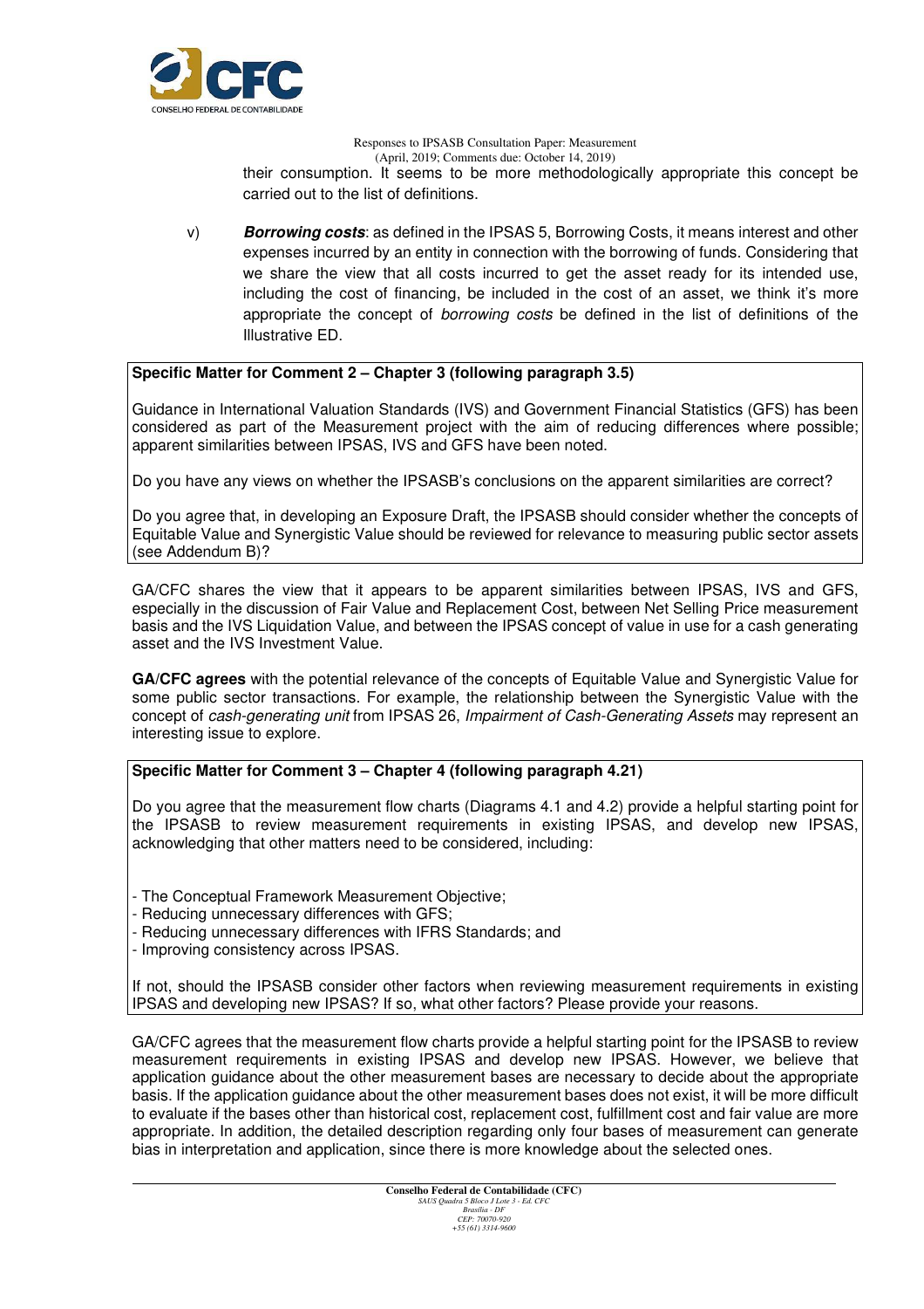their consumption. It seems to be more methodologically appropriate this concept be carried out to the list of definitions.

v) ***Borrowing costs***: as defined in the IPSAS 5, Borrowing Costs, it means interest and other expenses incurred by an entity in connection with the borrowing of funds. Considering that we share the view that all costs incurred to get the asset ready for its intended use, including the cost of financing, be included in the cost of an asset, we think it's more appropriate the concept of *borrowing costs* be defined in the list of definitions of the Illustrative ED.

**Specific Matter for Comment 2 – Chapter 3 (following paragraph 3.5)**

Guidance in International Valuation Standards (IVS) and Government Financial Statistics (GFS) has been considered as part of the Measurement project with the aim of reducing differences where possible; apparent similarities between IPSAS, IVS and GFS have been noted.

Do you have any views on whether the IPSASB's conclusions on the apparent similarities are correct?

Do you agree that, in developing an Exposure Draft, the IPSASB should consider whether the concepts of Equitable Value and Synergistic Value should be reviewed for relevance to measuring public sector assets (see Addendum B)?

GA/CFC shares the view that it appears to be apparent similarities between IPSAS, IVS and GFS, especially in the discussion of Fair Value and Replacement Cost, between Net Selling Price measurement basis and the IVS Liquidation Value, and between the IPSAS concept of value in use for a cash generating asset and the IVS Investment Value.

**GA/CFC agrees** with the potential relevance of the concepts of Equitable Value and Synergistic Value for some public sector transactions. For example, the relationship between the Synergistic Value with the concept of *cash-generating unit* from IPSAS 26, *Impairment of Cash-Generating Assets* may represent an interesting issue to explore.

**Specific Matter for Comment 3 – Chapter 4 (following paragraph 4.21)**

Do you agree that the measurement flow charts (Diagrams 4.1 and 4.2) provide a helpful starting point for the IPSASB to review measurement requirements in existing IPSAS, and develop new IPSAS, acknowledging that other matters need to be considered, including:

- The Conceptual Framework Measurement Objective;
- Reducing unnecessary differences with GFS;
- Reducing unnecessary differences with IFRS Standards; and
- Improving consistency across IPSAS.

If not, should the IPSASB consider other factors when reviewing measurement requirements in existing IPSAS and developing new IPSAS? If so, what other factors? Please provide your reasons.

GA/CFC agrees that the measurement flow charts provide a helpful starting point for the IPSASB to review measurement requirements in existing IPSAS and develop new IPSAS. However, we believe that application guidance about the other measurement bases are necessary to decide about the appropriate basis. If the application guidance about the other measurement bases does not exist, it will be more difficult to evaluate if the bases other than historical cost, replacement cost, fulfillment cost and fair value are more appropriate. In addition, the detailed description regarding only four bases of measurement can generate bias in interpretation and application, since there is more knowledge about the selected ones.